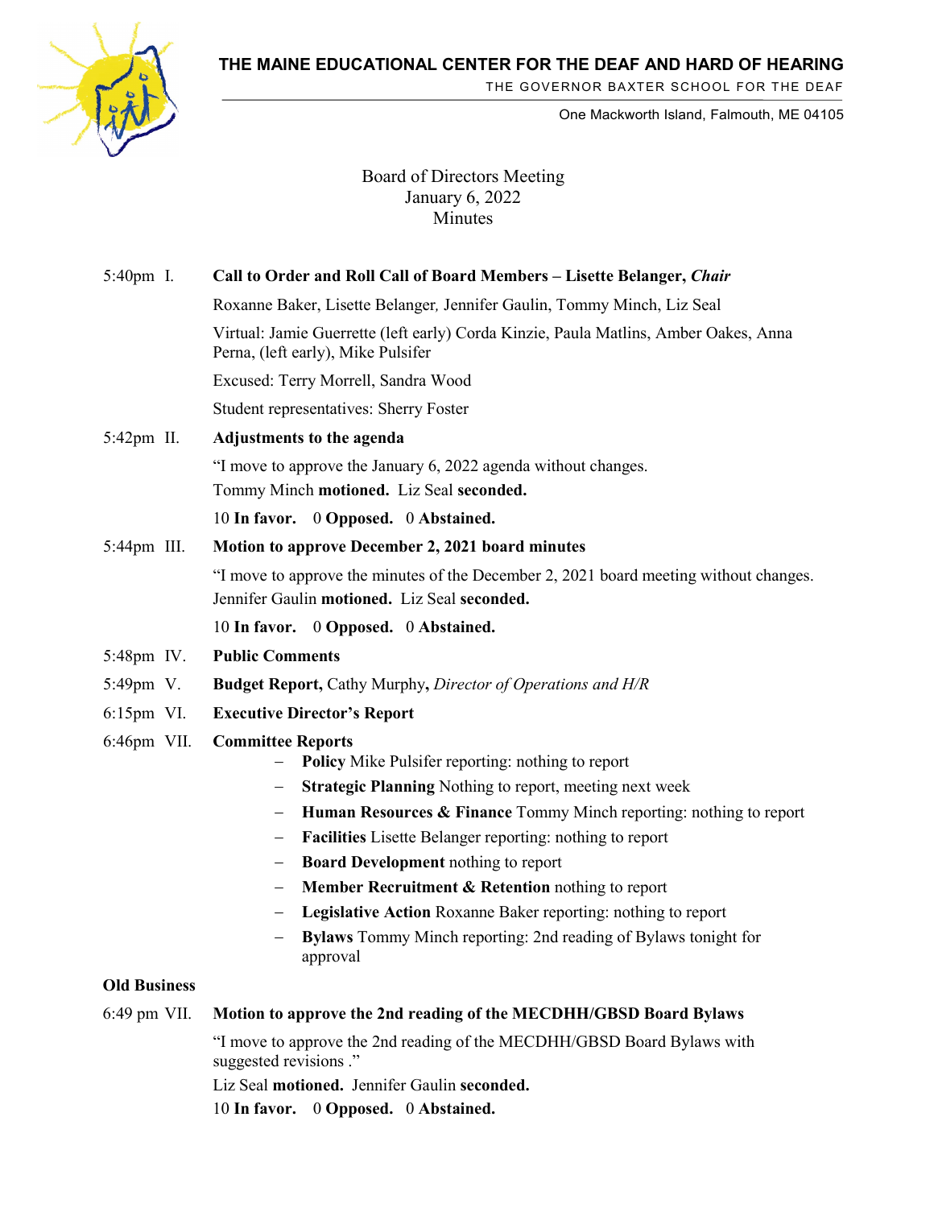**THE MAINE EDUCATIONAL CENTER FOR THE DEAF AND HARD OF HEARING**

THE GOVERNOR BAXTER SCHOOL FOR THE DEAF

One Mackworth Island, Falmouth, ME 04105

Board of Directors Meeting
January 6, 2022
Minutes

5:40pm I. **Call to Order and Roll Call of Board Members – Lisette Belanger, *Chair***

Roxanne Baker, Lisette Belanger, Jennifer Gaulin, Tommy Minch, Liz Seal

Virtual: Jamie Guerrette (left early) Corda Kinzie, Paula Matlins, Amber Oakes, Anna Perna, (left early), Mike Pulsifer

Excused: Terry Morrell, Sandra Wood

Student representatives: Sherry Foster

5:42pm II. **Adjustments to the agenda**

"I move to approve the January 6, 2022 agenda without changes.

Tommy Minch **motioned.** Liz Seal **seconded.**

10 **In favor.** 0 **Opposed.** 0 **Abstained.**

5:44pm III. **Motion to approve December 2, 2021 board minutes**

"I move to approve the minutes of the December 2, 2021 board meeting without changes.

Jennifer Gaulin **motioned.** Liz Seal **seconded.**

10 **In favor.** 0 **Opposed.** 0 **Abstained.**

5:48pm IV. **Public Comments**

5:49pm V. **Budget Report,** Cathy Murphy**,** *Director of Operations and H/R*

6:15pm VI. **Executive Director's Report**

6:46pm VII. **Committee Reports**

- **Policy** Mike Pulsifer reporting: nothing to report
- **Strategic Planning** Nothing to report, meeting next week
- **Human Resources & Finance** Tommy Minch reporting: nothing to report
- **Facilities** Lisette Belanger reporting: nothing to report
- **Board Development** nothing to report
- **Member Recruitment & Retention** nothing to report
- **Legislative Action** Roxanne Baker reporting: nothing to report
- **Bylaws** Tommy Minch reporting: 2nd reading of Bylaws tonight for approval

**Old Business**

6:49 pm VII. **Motion to approve the 2nd reading of the MECDHH/GBSD Board Bylaws**

"I move to approve the 2nd reading of the MECDHH/GBSD Board Bylaws with suggested revisions ."

Liz Seal **motioned.** Jennifer Gaulin **seconded.**

10 **In favor.** 0 **Opposed.** 0 **Abstained.**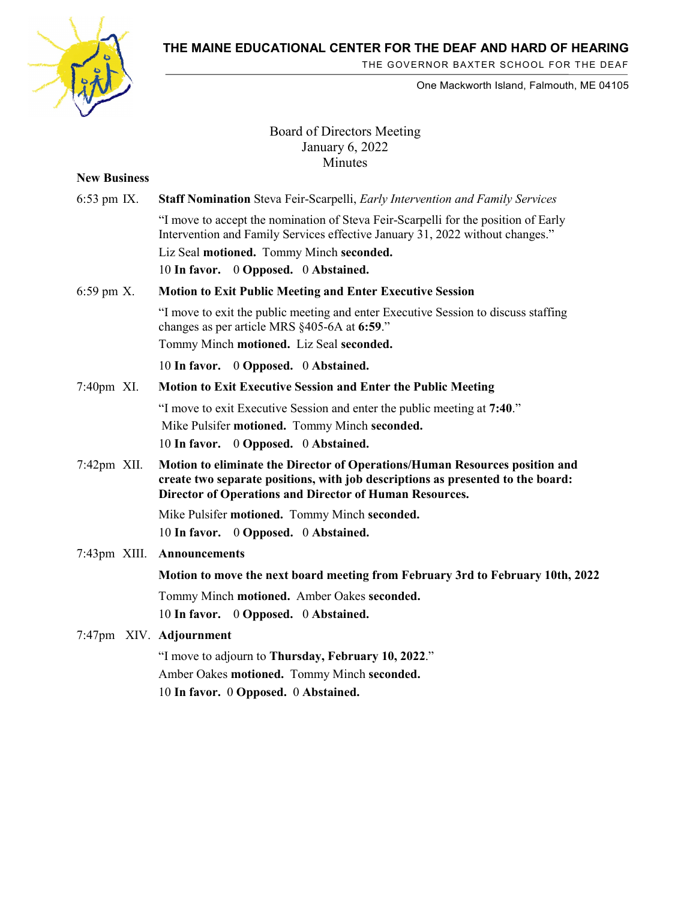**THE MAINE EDUCATIONAL CENTER FOR THE DEAF AND HARD OF HEARING**

THE GOVERNOR BAXTER SCHOOL FOR THE DEAF

One Mackworth Island, Falmouth, ME 04105

Board of Directors Meeting
January 6, 2022
Minutes

**New Business**

6:53 pm IX. **Staff Nomination** Steva Feir-Scarpelli, *Early Intervention and Family Services*

"I move to accept the nomination of Steva Feir-Scarpelli for the position of Early Intervention and Family Services effective January 31, 2022 without changes."

Liz Seal **motioned.** Tommy Minch **seconded.**

10 **In favor.** 0 **Opposed.** 0 **Abstained.**

6:59 pm X. **Motion to Exit Public Meeting and Enter Executive Session**

"I move to exit the public meeting and enter Executive Session to discuss staffing changes as per article MRS §405-6A at **6:59**."

Tommy Minch **motioned.** Liz Seal **seconded.**

10 **In favor.** 0 **Opposed.** 0 **Abstained.**

7:40pm XI. **Motion to Exit Executive Session and Enter the Public Meeting**

"I move to exit Executive Session and enter the public meeting at **7:40**."

Mike Pulsifer **motioned.** Tommy Minch **seconded.**

10 **In favor.** 0 **Opposed.** 0 **Abstained.**

7:42pm XII. **Motion to eliminate the Director of Operations/Human Resources position and create two separate positions, with job descriptions as presented to the board: Director of Operations and Director of Human Resources.**

Mike Pulsifer **motioned.** Tommy Minch **seconded.**

10 **In favor.** 0 **Opposed.** 0 **Abstained.**

7:43pm XIII. **Announcements**

**Motion to move the next board meeting from February 3rd to February 10th, 2022**

Tommy Minch **motioned.** Amber Oakes **seconded.**

10 **In favor.** 0 **Opposed.** 0 **Abstained.**

7:47pm XIV. **Adjournment**

"I move to adjourn to **Thursday, February 10, 2022**."

Amber Oakes **motioned.** Tommy Minch **seconded.**

10 **In favor.** 0 **Opposed.** 0 **Abstained.**